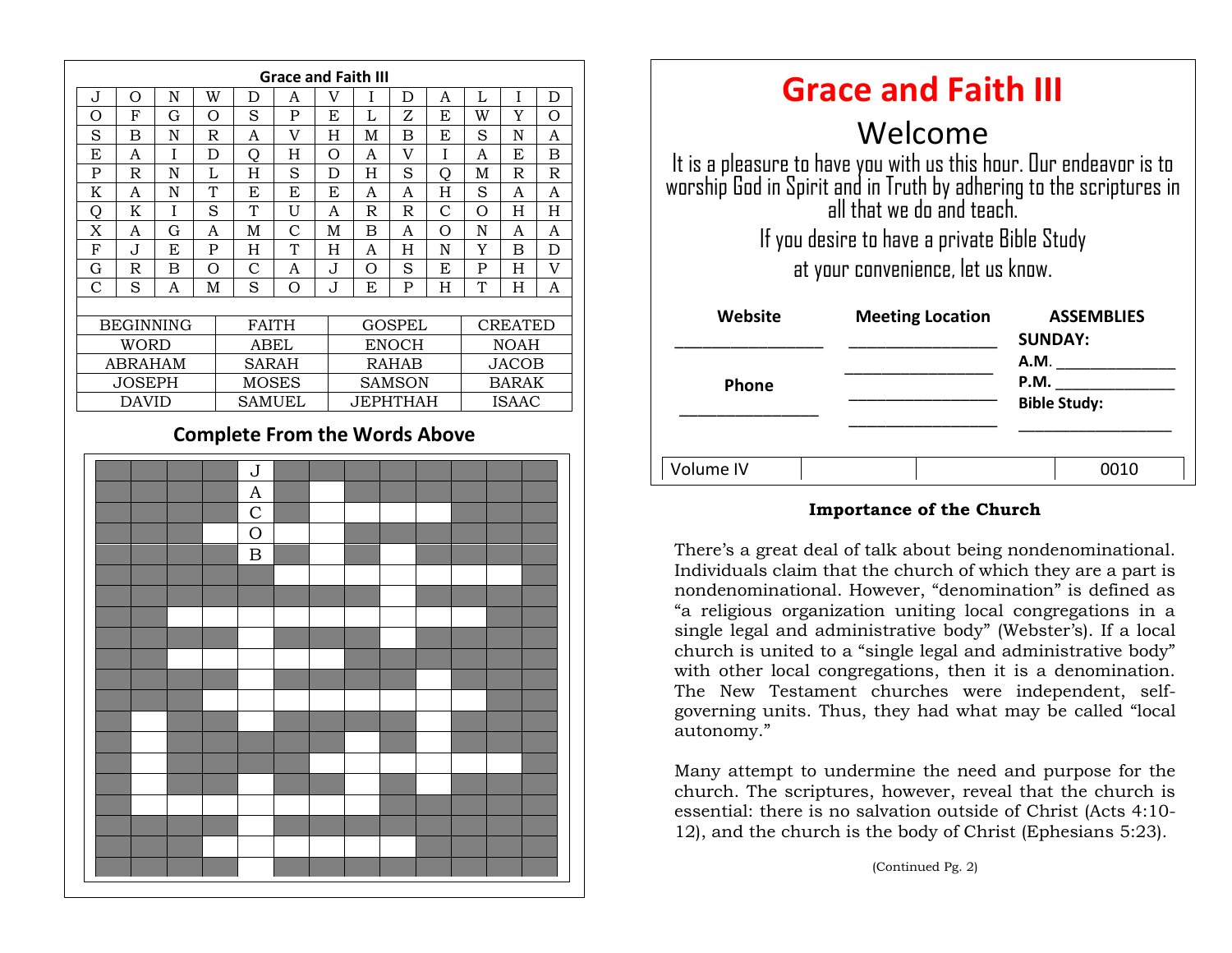## Grace and Faith III

| J | O | N | W | D | A | V | I | D | A | L | I | D |
|---|---|---|---|---|---|---|---|---|---|---|---|---|
| O | F | G | O | S | P | E | L | Z | E | W | Y | O |
| S | B | N | R | A | V | H | M | B | E | S | N | A |
| E | A | I | D | Q | H | O | A | V | I | A | E | B |
| P | R | N | L | H | S | D | H | S | Q | M | R | R |
| K | A | N | T | E | E | E | A | A | H | S | A | A |
| Q | K | I | S | T | U | A | R | R | C | O | H | H |
| X | A | G | A | M | C | M | B | A | O | N | A | A |
| F | J | E | P | H | T | H | A | H | N | Y | B | D |
| G | R | B | O | C | A | J | O | S | E | P | H | V |
| C | S | A | M | S | O | J | E | P | H | T | H | A |

| BEGINNING | FAITH | GOSPEL | CREATED |
|---|---|---|---|
| WORD | ABEL | ENOCH | NOAH |
| ABRAHAM | SARAH | RAHAB | JACOB |
| JOSEPH | MOSES | SAMSON | BARAK |
| DAVID | SAMUEL | JEPHTHAH | ISAAC |

### Complete From the Words Above

J
A
C
O
B

# Grace and Faith III

## Welcome

It is a pleasure to have you with us this hour. Our endeavor is to worship God in Spirit and in Truth by adhering to the scriptures in all that we do and teach.

If you desire to have a private Bible Study at your convenience, let us know.

| Website | Meeting Location | ASSEMBLIES |
|---|---|---|
| ________________ | ________________ | **SUNDAY:** |
| | ________________ | **A.M.** ______________ |
| **Phone** | ________________ | **P.M.** ______________ |
| ________________ | ________________ | **Bible Study:** ______________ |

| Volume IV | | | 0010 |
|---|---|---|---|

**Importance of the Church**

There's a great deal of talk about being nondenominational. Individuals claim that the church of which they are a part is nondenominational. However, "denomination" is defined as "a religious organization uniting local congregations in a single legal and administrative body" (Webster's). If a local church is united to a "single legal and administrative body" with other local congregations, then it is a denomination. The New Testament churches were independent, self-governing units. Thus, they had what may be called "local autonomy."

Many attempt to undermine the need and purpose for the church. The scriptures, however, reveal that the church is essential: there is no salvation outside of Christ (Acts 4:10-12), and the church is the body of Christ (Ephesians 5:23).

(Continued Pg. 2)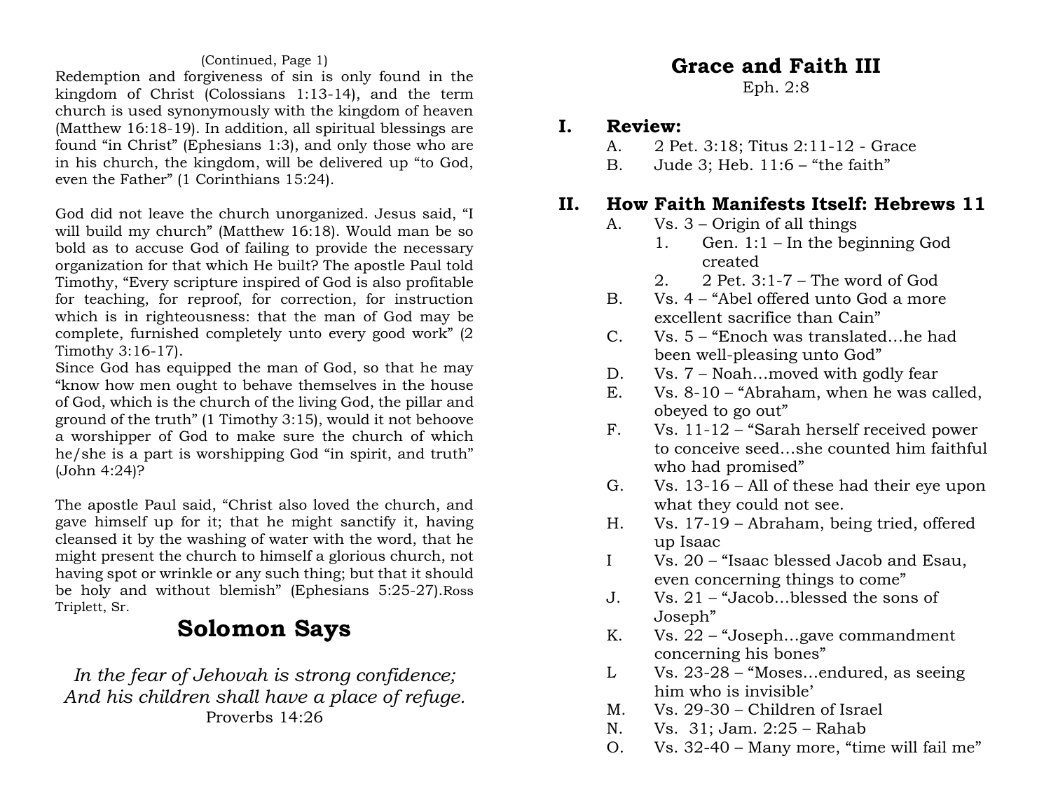(Continued, Page 1)

Redemption and forgiveness of sin is only found in the kingdom of Christ (Colossians 1:13-14), and the term church is used synonymously with the kingdom of heaven (Matthew 16:18-19). In addition, all spiritual blessings are found "in Christ" (Ephesians 1:3), and only those who are in his church, the kingdom, will be delivered up "to God, even the Father" (1 Corinthians 15:24).

God did not leave the church unorganized. Jesus said, "I will build my church" (Matthew 16:18). Would man be so bold as to accuse God of failing to provide the necessary organization for that which He built? The apostle Paul told Timothy, "Every scripture inspired of God is also profitable for teaching, for reproof, for correction, for instruction which is in righteousness: that the man of God may be complete, furnished completely unto every good work" (2 Timothy 3:16-17).

Since God has equipped the man of God, so that he may "know how men ought to behave themselves in the house of God, which is the church of the living God, the pillar and ground of the truth" (1 Timothy 3:15), would it not behoove a worshipper of God to make sure the church of which he/she is a part is worshipping God "in spirit, and truth" (John 4:24)?

The apostle Paul said, "Christ also loved the church, and gave himself up for it; that he might sanctify it, having cleansed it by the washing of water with the word, that he might present the church to himself a glorious church, not having spot or wrinkle or any such thing; but that it should be holy and without blemish" (Ephesians 5:25-27). Ross Triplett, Sr.

# Solomon Says

*In the fear of Jehovah is strong confidence;*
*And his children shall have a place of refuge.*
Proverbs 14:26

# Grace and Faith III

Eph. 2:8

## I. Review:

- A. 2 Pet. 3:18; Titus 2:11-12 - Grace
- B. Jude 3; Heb. 11:6 – "the faith"

## II. How Faith Manifests Itself: Hebrews 11

- A. Vs. 3 – Origin of all things
  1. Gen. 1:1 – In the beginning God created
  2. 2 Pet. 3:1-7 – The word of God
- B. Vs. 4 – "Abel offered unto God a more excellent sacrifice than Cain"
- C. Vs. 5 – "Enoch was translated…he had been well-pleasing unto God"
- D. Vs. 7 – Noah…moved with godly fear
- E. Vs. 8-10 – "Abraham, when he was called, obeyed to go out"
- F. Vs. 11-12 – "Sarah herself received power to conceive seed…she counted him faithful who had promised"
- G. Vs. 13-16 – All of these had their eye upon what they could not see.
- H. Vs. 17-19 – Abraham, being tried, offered up Isaac
- I Vs. 20 – "Isaac blessed Jacob and Esau, even concerning things to come"
- J. Vs. 21 – "Jacob…blessed the sons of Joseph"
- K. Vs. 22 – "Joseph…gave commandment concerning his bones"
- L Vs. 23-28 – "Moses…endured, as seeing him who is invisible'
- M. Vs. 29-30 – Children of Israel
- N. Vs. 31; Jam. 2:25 – Rahab
- O. Vs. 32-40 – Many more, "time will fail me"